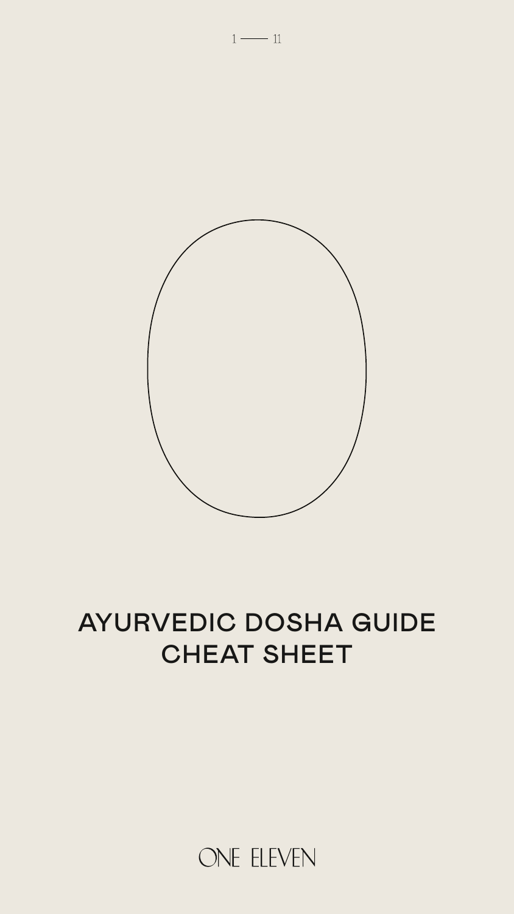# AYURVEDIC DOSHA GUIDE CHEAT SHEET

ONE ELEVEN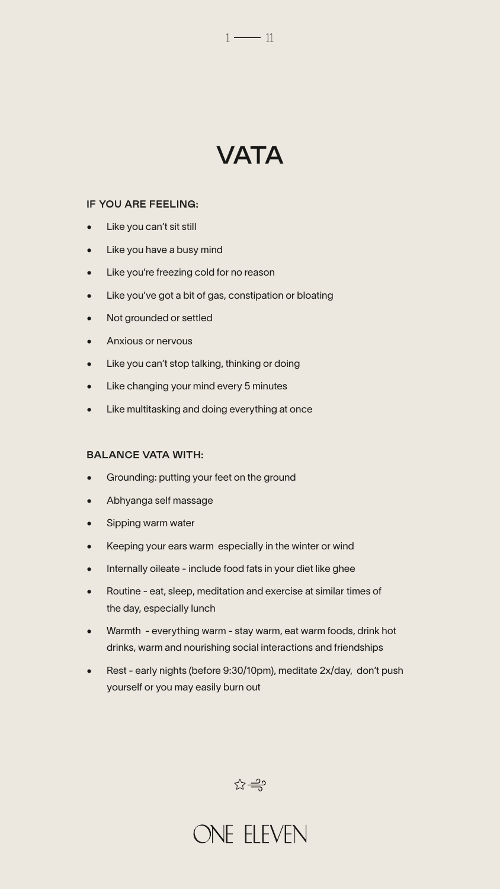# VATA

**IF YOU ARE FEELING:**

- Like you can't sit still
- Like you have a busy mind
- Like you're freezing cold for no reason
- Like you've got a bit of gas, constipation or bloating
- Not grounded or settled
- Anxious or nervous
- Like you can't stop talking, thinking or doing
- Like changing your mind every 5 minutes
- Like multitasking and doing everything at once

**BALANCE VATA WITH:**

- Grounding: putting your feet on the ground
- Abhyanga self massage
- Sipping warm water
- Keeping your ears warm especially in the winter or wind
- Internally oileate - include food fats in your diet like ghee
- Routine - eat, sleep, meditation and exercise at similar times of the day, especially lunch
- Warmth - everything warm - stay warm, eat warm foods, drink hot drinks, warm and nourishing social interactions and friendships
- Rest - early nights (before 9:30/10pm), meditate 2x/day, don't push yourself or you may easily burn out

ONE ELEVEN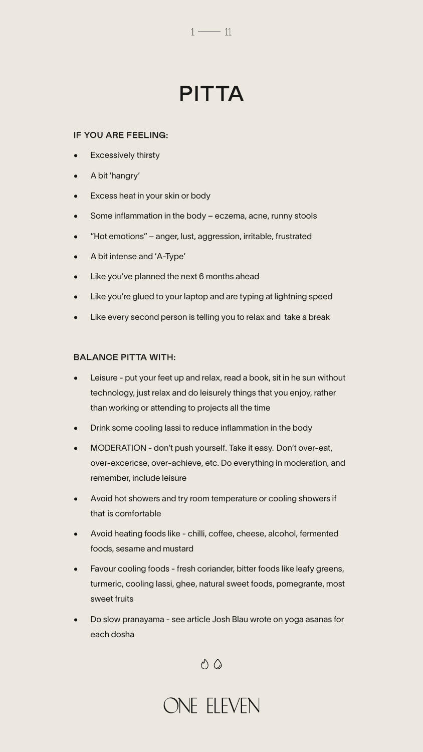# PITTA

### IF YOU ARE FEELING:

- Excessively thirsty
- A bit 'hangry'
- Excess heat in your skin or body
- Some inflammation in the body – eczema, acne, runny stools
- "Hot emotions" – anger, lust, aggression, irritable, frustrated
- A bit intense and 'A-Type'
- Like you've planned the next 6 months ahead
- Like you're glued to your laptop and are typing at lightning speed
- Like every second person is telling you to relax and take a break

### BALANCE PITTA WITH:

- Leisure - put your feet up and relax, read a book, sit in he sun without technology, just relax and do leisurely things that you enjoy, rather than working or attending to projects all the time
- Drink some cooling lassi to reduce inflammation in the body
- MODERATION - don't push yourself. Take it easy. Don't over-eat, over-excericse, over-achieve, etc. Do everything in moderation, and remember, include leisure
- Avoid hot showers and try room temperature or cooling showers if that is comfortable
- Avoid heating foods like - chilli, coffee, cheese, alcohol, fermented foods, sesame and mustard
- Favour cooling foods - fresh coriander, bitter foods like leafy greens, turmeric, cooling lassi, ghee, natural sweet foods, pomegrante, most sweet fruits
- Do slow pranayama - see article Josh Blau wrote on yoga asanas for each dosha

ONE ELEVEN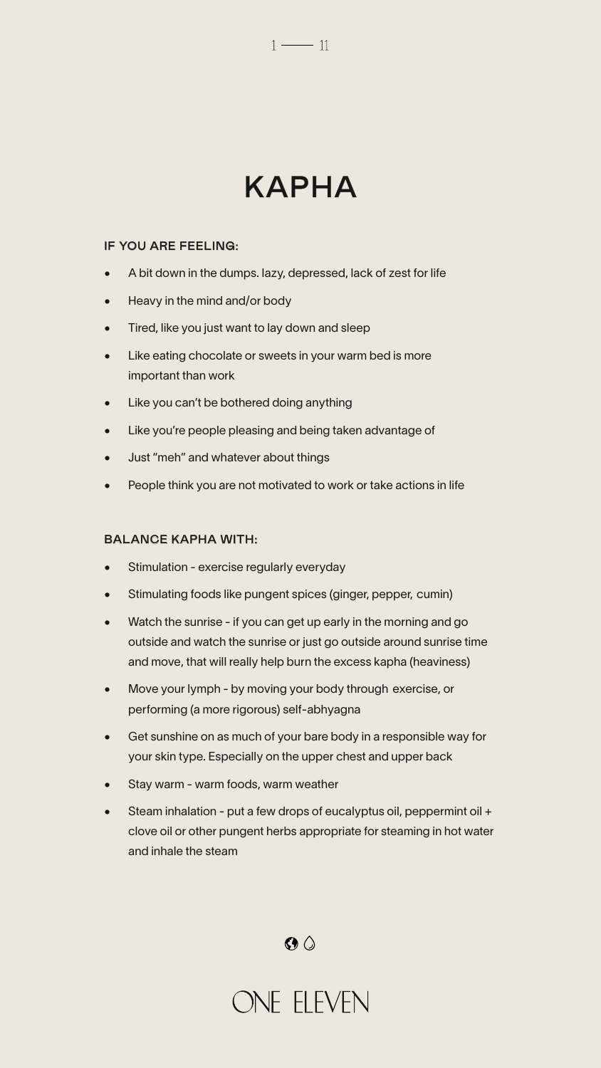# KAPHA

### IF YOU ARE FEELING:

- A bit down in the dumps. lazy, depressed, lack of zest for life
- Heavy in the mind and/or body
- Tired, like you just want to lay down and sleep
- Like eating chocolate or sweets in your warm bed is more important than work
- Like you can't be bothered doing anything
- Like you're people pleasing and being taken advantage of
- Just "meh" and whatever about things
- People think you are not motivated to work or take actions in life

### BALANCE KAPHA WITH:

- Stimulation - exercise regularly everyday
- Stimulating foods like pungent spices (ginger, pepper, cumin)
- Watch the sunrise - if you can get up early in the morning and go outside and watch the sunrise or just go outside around sunrise time and move, that will really help burn the excess kapha (heaviness)
- Move your lymph - by moving your body through exercise, or performing (a more rigorous) self-abhyagna
- Get sunshine on as much of your bare body in a responsible way for your skin type. Especially on the upper chest and upper back
- Stay warm - warm foods, warm weather
- Steam inhalation - put a few drops of eucalyptus oil, peppermint oil + clove oil or other pungent herbs appropriate for steaming in hot water and inhale the steam

ONE ELEVEN